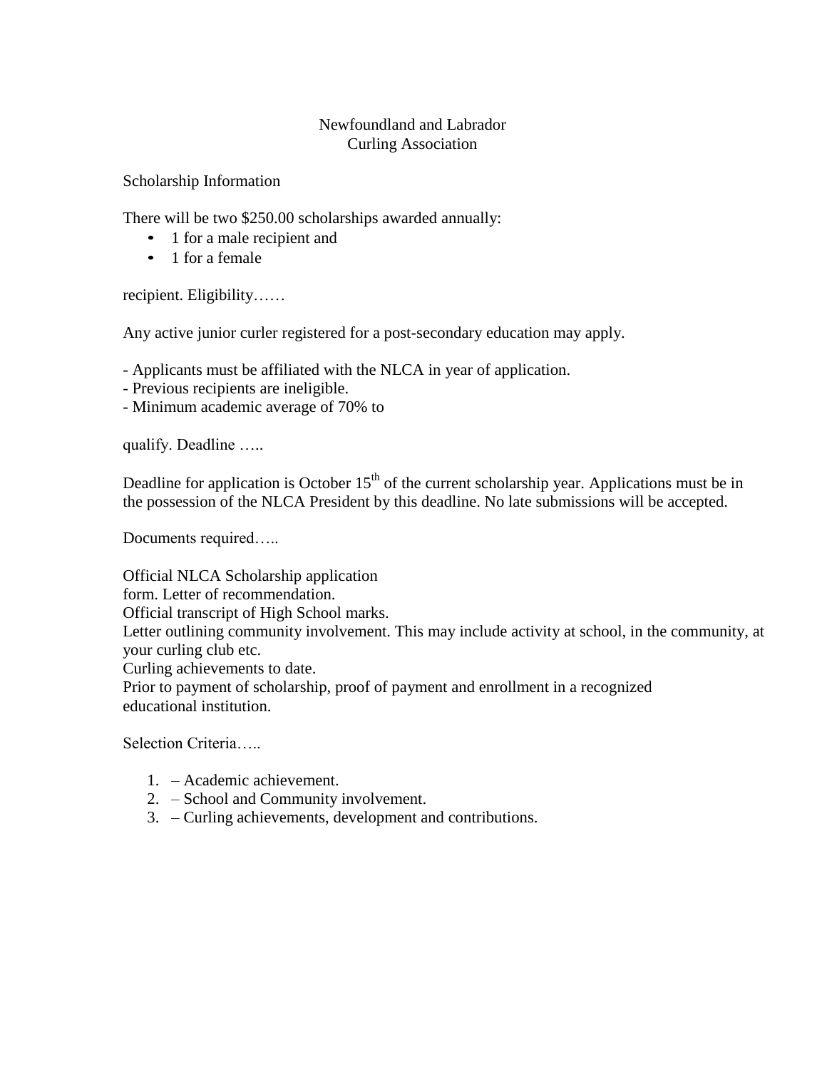Newfoundland and Labrador
Curling Association

Scholarship Information

There will be two $250.00 scholarships awarded annually:

- 1 for a male recipient and
- 1 for a female

recipient. Eligibility……

Any active junior curler registered for a post-secondary education may apply.

- Applicants must be affiliated with the NLCA in year of application.
- Previous recipients are ineligible.
- Minimum academic average of 70% to

qualify. Deadline …..

Deadline for application is October 15th of the current scholarship year. Applications must be in the possession of the NLCA President by this deadline. No late submissions will be accepted.

Documents required…..

Official NLCA Scholarship application
form. Letter of recommendation.
Official transcript of High School marks.
Letter outlining community involvement. This may include activity at school, in the community, at your curling club etc.
Curling achievements to date.
Prior to payment of scholarship, proof of payment and enrollment in a recognized educational institution.

Selection Criteria…..

1. – Academic achievement.
2. – School and Community involvement.
3. – Curling achievements, development and contributions.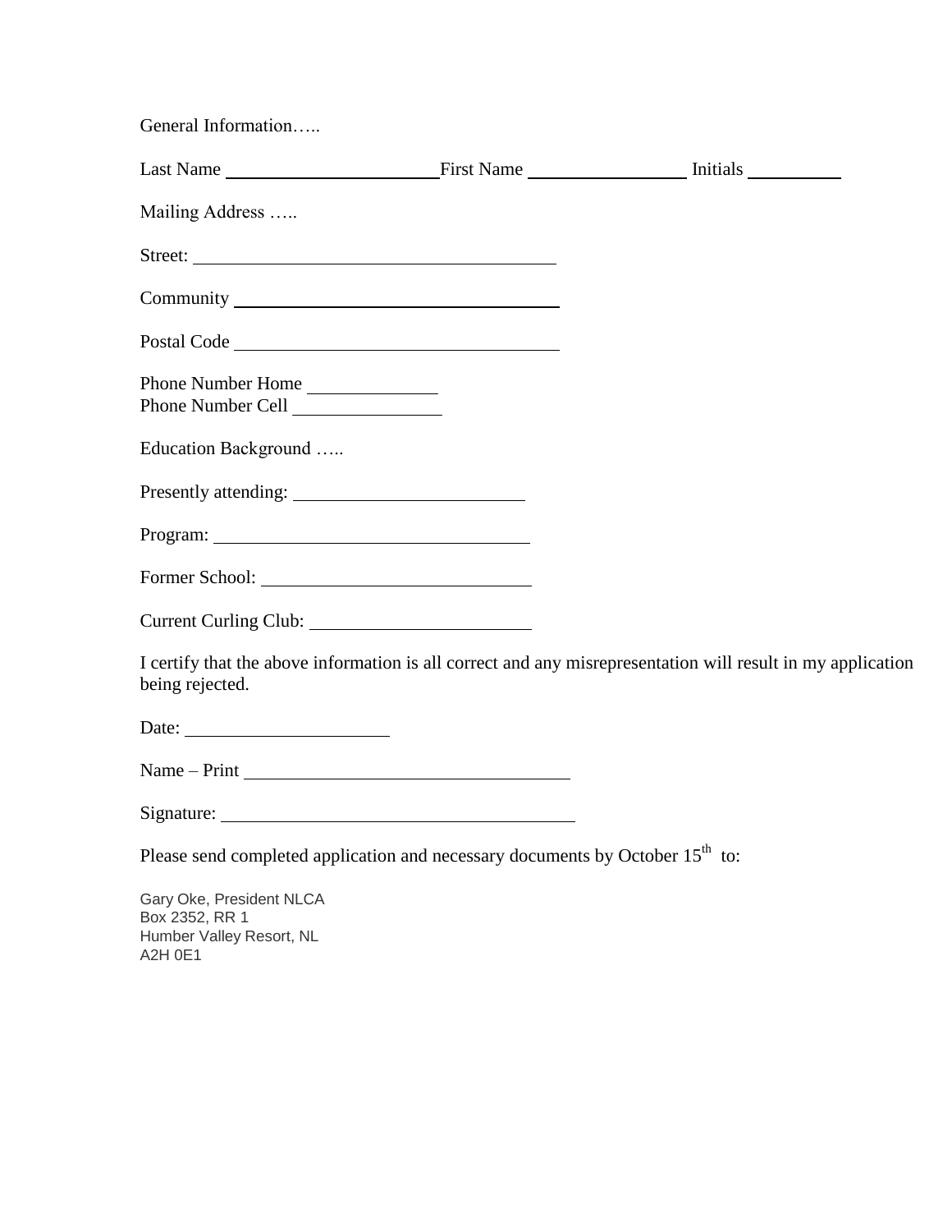General Information…..

Last Name ________________________ First Name __________________ Initials __________

Mailing Address …..

Street: ________________________________________

Community ____________________________________

Postal Code ____________________________________

Phone Number Home ______________
Phone Number Cell ________________

Education Background …..

Presently attending: _________________________

Program: ___________________________________

Former School: ______________________________

Current Curling Club: ________________________

I certify that the above information is all correct and any misrepresentation will result in my application being rejected.

Date: ______________________

Name – Print ____________________________________

Signature: ________________________________________

Please send completed application and necessary documents by October 15th to:

Gary Oke, President NLCA
Box 2352, RR 1
Humber Valley Resort, NL
A2H 0E1